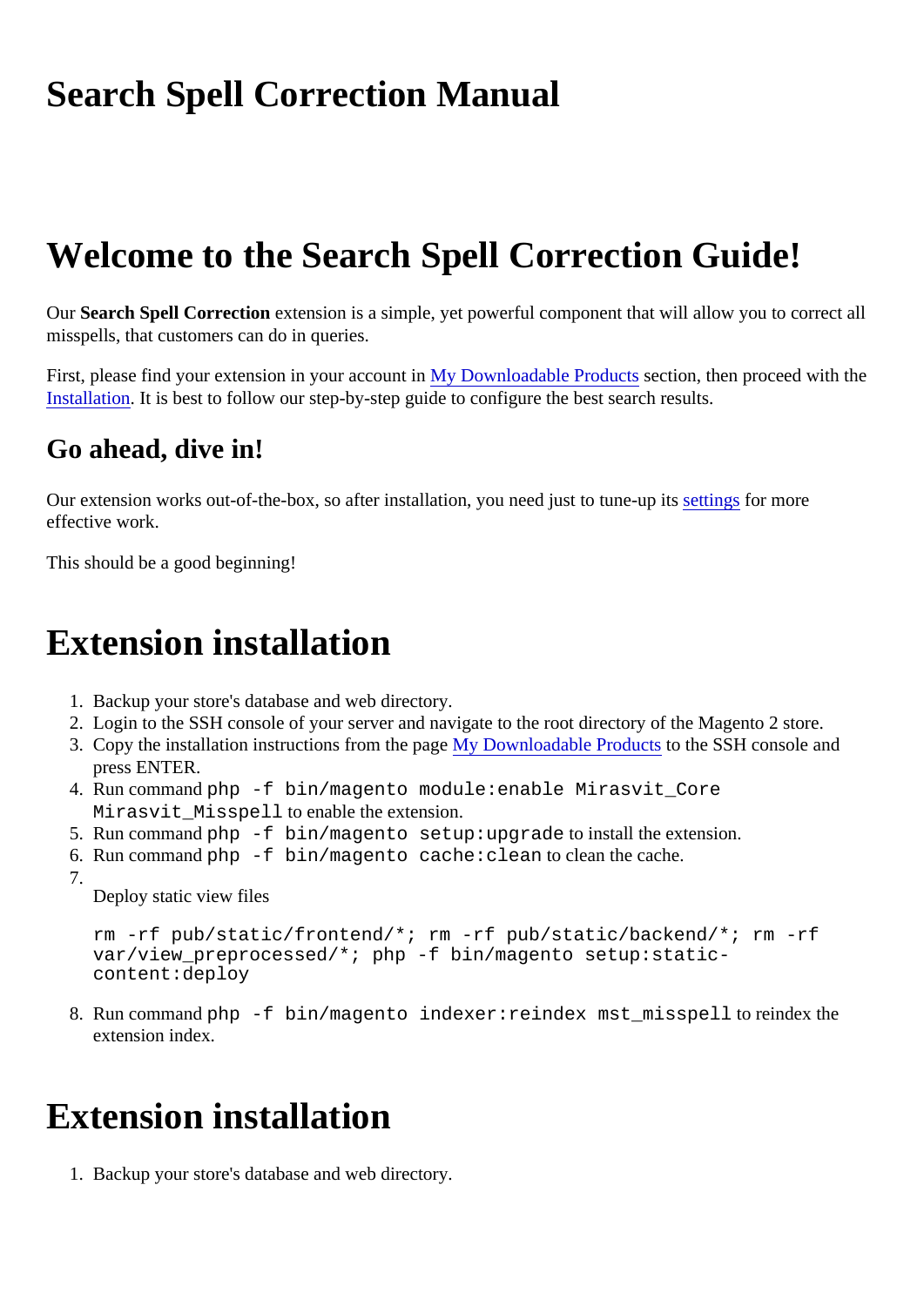# Search Spell Correction Manual

# Welcome to the Search Spell Correction Guide!

Our **Search Spell Correction** extension is a simple, yet powerful component that will allow you to correct all misspells, that customers can do in queries.

First, please find your extension in your account in [My Downloadable Products] section, then proceed with the [Installation]. It is best to follow our step-by-step guide to configure the best search results.

## Go ahead, dive in!

Our extension works out-of-the-box, so after installation, you need just to tune-up its [settings] for more effective work.

This should be a good beginning!

# Extension installation

1. Backup your store's database and web directory.
2. Login to the SSH console of your server and navigate to the root directory of the Magento 2 store.
3. Copy the installation instructions from the page [My Downloadable Products] to the SSH console and press ENTER.
4. Run command `php -f bin/magento module:enable Mirasvit_Core Mirasvit_Misspell` to enable the extenstion.
5. Run command `php -f bin/magento setup:upgrade` to install the extension.
6. Run command `php -f bin/magento cache:clean` to clean the cache.
7. Deploy static view files

   ```
   rm -rf pub/static/frontend/*; rm -rf pub/static/backend/*; rm -rf var/view_preprocessed/*; php -f bin/magento setup:static-content:deploy
   ```

8. Run command `php -f bin/magento indexer:reindex mst_misspell` to reindex the extension index.

# Extension installation

1. Backup your store's database and web directory.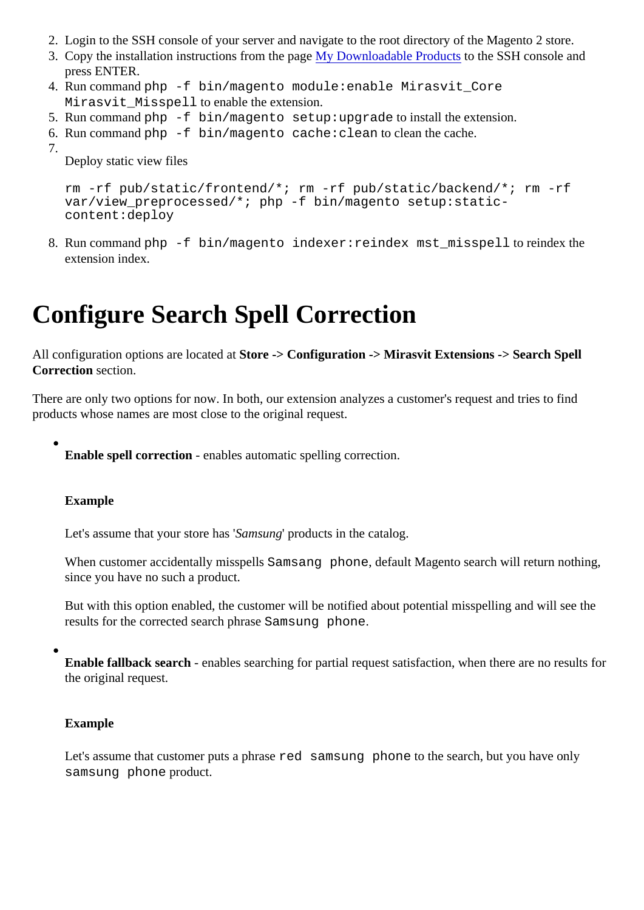2. Login to the SSH console of your server and navigate to the root directory of the Magento 2 store.
3. Copy the installation instructions from the page [My Downloadable Products] to the SSH console and press ENTER.
4. Run command `php -f bin/magento module:enable Mirasvit_Core Mirasvit_Misspell` to enable the extension.
5. Run command `php -f bin/magento setup:upgrade` to install the extension.
6. Run command `php -f bin/magento cache:clean` to clean the cache.
7. Deploy static view files

   ```
   rm -rf pub/static/frontend/*; rm -rf pub/static/backend/*; rm -rf var/view_preprocessed/*; php -f bin/magento setup:static-content:deploy
   ```

8. Run command `php -f bin/magento indexer:reindex mst_misspell` to reindex the extension index.

# Configure Search Spell Correction

All configuration options are located at **Store -> Configuration -> Mirasvit Extensions -> Search Spell Correction** section.

There are only two options for now. In both, our extension analyzes a customer's request and tries to find products whose names are most close to the original request.

- **Enable spell correction** - enables automatic spelling correction.

  **Example**

  Let's assume that your store has '*Samsung*' products in the catalog.

  When customer accidentally misspells `Samsang phone`, default Magento search will return nothing, since you have no such a product.

  But with this option enabled, the customer will be notified about potential misspelling and will see the results for the corrected search phrase `Samsung phone`.

- **Enable fallback search** - enables searching for partial request satisfaction, when there are no results for the original request.

  **Example**

  Let's assume that customer puts a phrase `red samsung phone` to the search, but you have only `samsung phone` product.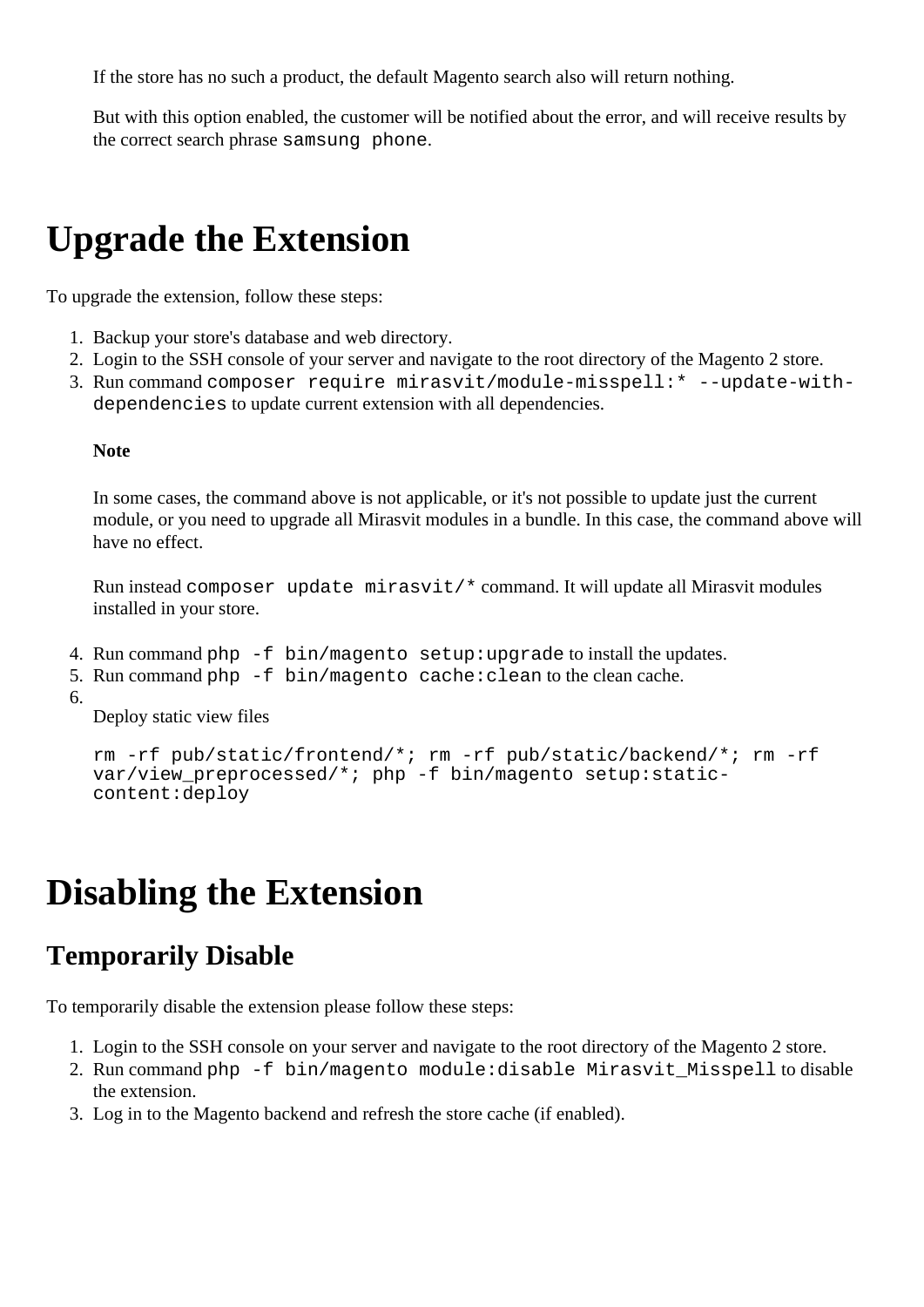If the store has no such a product, the default Magento search also will return nothing.

But with this option enabled, the customer will be notified about the error, and will receive results by the correct search phrase `samsung phone`.

# Upgrade the Extension

To upgrade the extension, follow these steps:

1. Backup your store's database and web directory.
2. Login to the SSH console of your server and navigate to the root directory of the Magento 2 store.
3. Run command `composer require mirasvit/module-misspell:* --update-with-dependencies` to update current extension with all dependencies.

   **Note**

   In some cases, the command above is not applicable, or it's not possible to update just the current module, or you need to upgrade all Mirasvit modules in a bundle. In this case, the command above will have no effect.

   Run instead `composer update mirasvit/*` command. It will update all Mirasvit modules installed in your store.

4. Run command `php -f bin/magento setup:upgrade` to install the updates.
5. Run command `php -f bin/magento cache:clean` to the clean cache.
6. Deploy static view files

   ```
   rm -rf pub/static/frontend/*; rm -rf pub/static/backend/*; rm -rf var/view_preprocessed/*; php -f bin/magento setup:static-content:deploy
   ```

# Disabling the Extension

## Temporarily Disable

To temporarily disable the extension please follow these steps:

1. Login to the SSH console on your server and navigate to the root directory of the Magento 2 store.
2. Run command `php -f bin/magento module:disable Mirasvit_Misspell` to disable the extension.
3. Log in to the Magento backend and refresh the store cache (if enabled).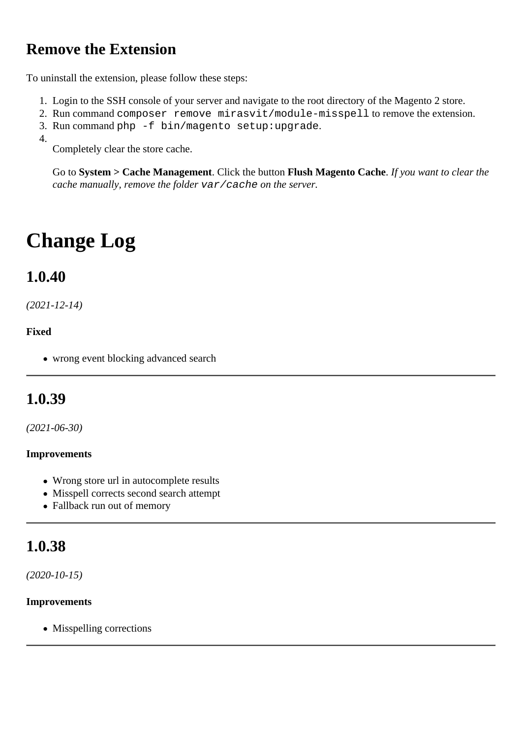## Remove the Extension

To uninstall the extension, please follow these steps:

1. Login to the SSH console of your server and navigate to the root directory of the Magento 2 store.
2. Run command `composer remove mirasvit/module-misspell` to remove the extension.
3. Run command `php -f bin/magento setup:upgrade`.
4. Completely clear the store cache.

   Go to **System > Cache Management**. Click the button **Flush Magento Cache**. *If you want to clear the cache manually, remove the folder `var/cache` on the server.*

# Change Log

## 1.0.40

*(2021-12-14)*

**Fixed**

- wrong event blocking advanced search

---

## 1.0.39

*(2021-06-30)*

**Improvements**

- Wrong store url in autocomplete results
- Misspell corrects second search attempt
- Fallback run out of memory

---

## 1.0.38

*(2020-10-15)*

**Improvements**

- Misspelling corrections

---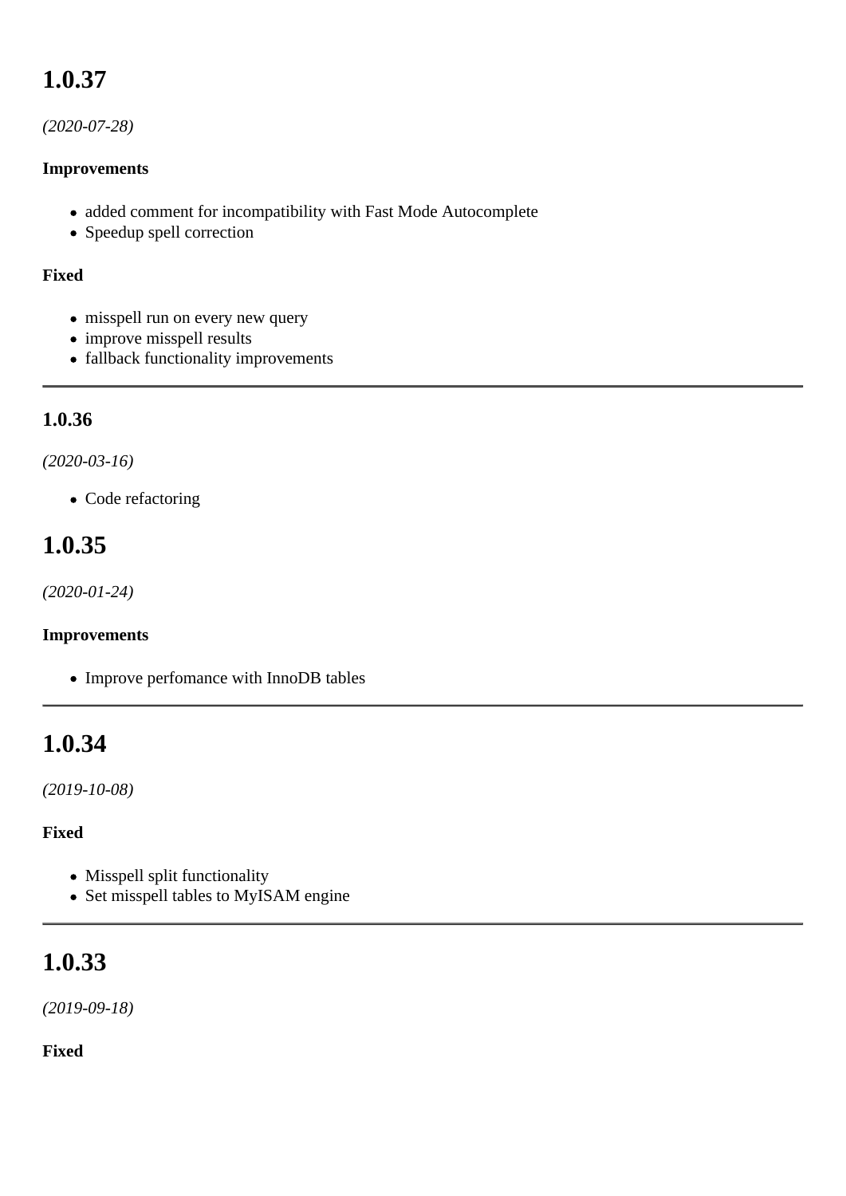## 1.0.37

*(2020-07-28)*

**Improvements**

- added comment for incompatibility with Fast Mode Autocomplete
- Speedup spell correction

**Fixed**

- misspell run on every new query
- improve misspell results
- fallback functionality improvements

---

### 1.0.36

*(2020-03-16)*

- Code refactoring

## 1.0.35

*(2020-01-24)*

**Improvements**

- Improve perfomance with InnoDB tables

---

## 1.0.34

*(2019-10-08)*

**Fixed**

- Misspell split functionality
- Set misspell tables to MyISAM engine

---

## 1.0.33

*(2019-09-18)*

**Fixed**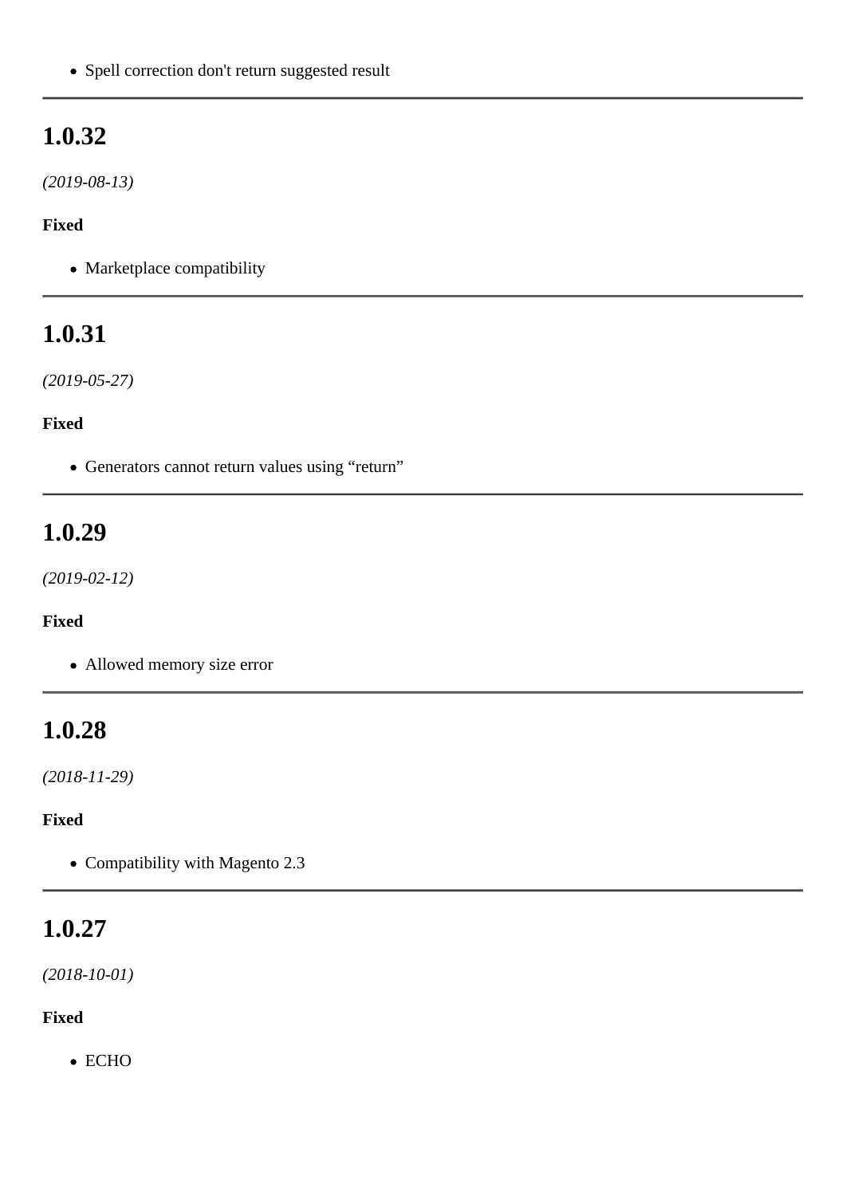- Spell correction don't return suggested result

---

## 1.0.32

*(2019-08-13)*

**Fixed**

- Marketplace compatibility

---

## 1.0.31

*(2019-05-27)*

**Fixed**

- Generators cannot return values using “return”

---

## 1.0.29

*(2019-02-12)*

**Fixed**

- Allowed memory size error

---

## 1.0.28

*(2018-11-29)*

**Fixed**

- Compatibility with Magento 2.3

---

## 1.0.27

*(2018-10-01)*

**Fixed**

- ECHO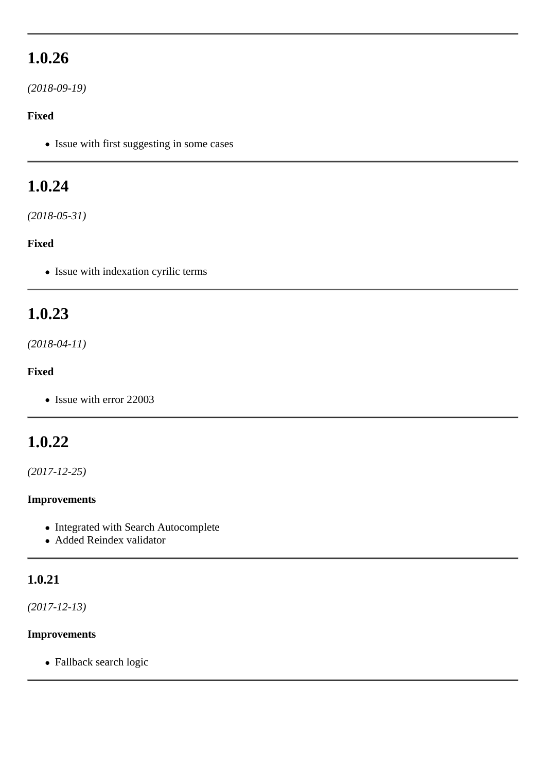---

## 1.0.26

*(2018-09-19)*

**Fixed**

- Issue with first suggesting in some cases

---

## 1.0.24

*(2018-05-31)*

**Fixed**

- Issue with indexation cyrilic terms

---

## 1.0.23

*(2018-04-11)*

**Fixed**

- Issue with error 22003

---

## 1.0.22

*(2017-12-25)*

**Improvements**

- Integrated with Search Autocomplete
- Added Reindex validator

---

### 1.0.21

*(2017-12-13)*

**Improvements**

- Fallback search logic

---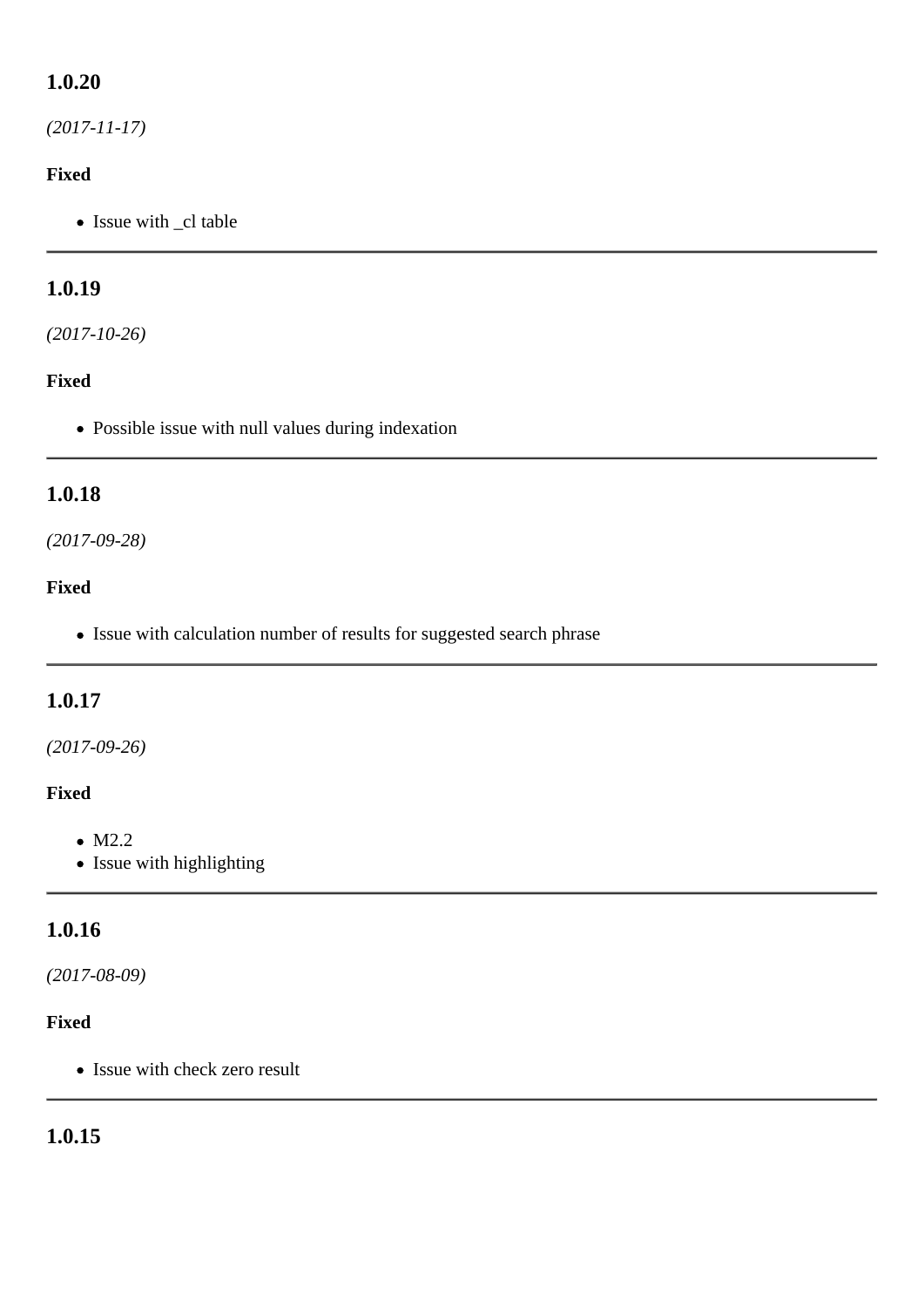### 1.0.20

*(2017-11-17)*

**Fixed**

- Issue with _cl table

---

### 1.0.19

*(2017-10-26)*

**Fixed**

- Possible issue with null values during indexation

---

### 1.0.18

*(2017-09-28)*

**Fixed**

- Issue with calculation number of results for suggested search phrase

---

### 1.0.17

*(2017-09-26)*

**Fixed**

- M2.2
- Issue with highlighting

---

### 1.0.16

*(2017-08-09)*

**Fixed**

- Issue with check zero result

---

### 1.0.15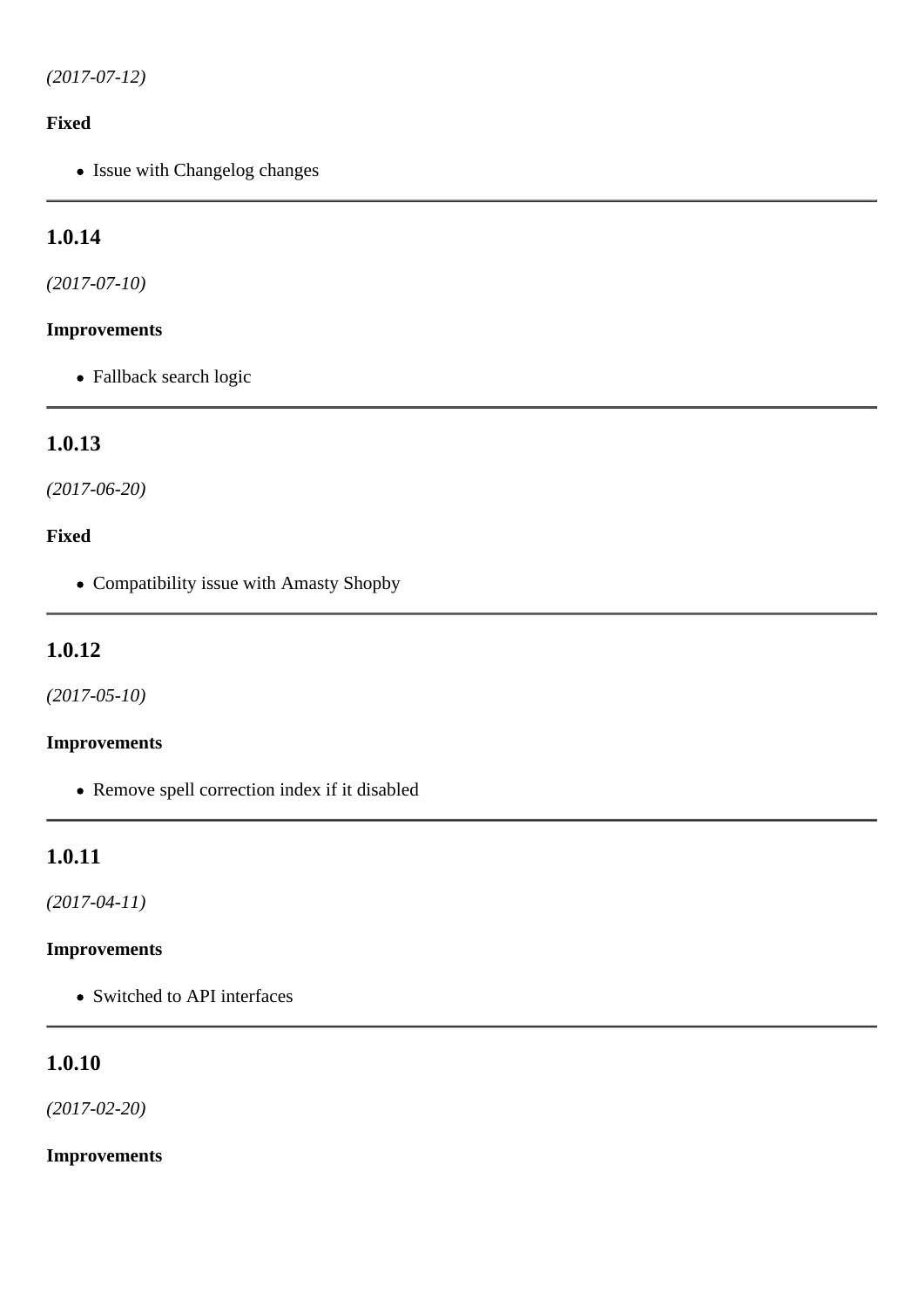*(2017-07-12)*

**Fixed**

- Issue with Changelog changes

---

### 1.0.14

*(2017-07-10)*

**Improvements**

- Fallback search logic

---

### 1.0.13

*(2017-06-20)*

**Fixed**

- Compatibility issue with Amasty Shopby

---

### 1.0.12

*(2017-05-10)*

**Improvements**

- Remove spell correction index if it disabled

---

### 1.0.11

*(2017-04-11)*

**Improvements**

- Switched to API interfaces

---

### 1.0.10

*(2017-02-20)*

**Improvements**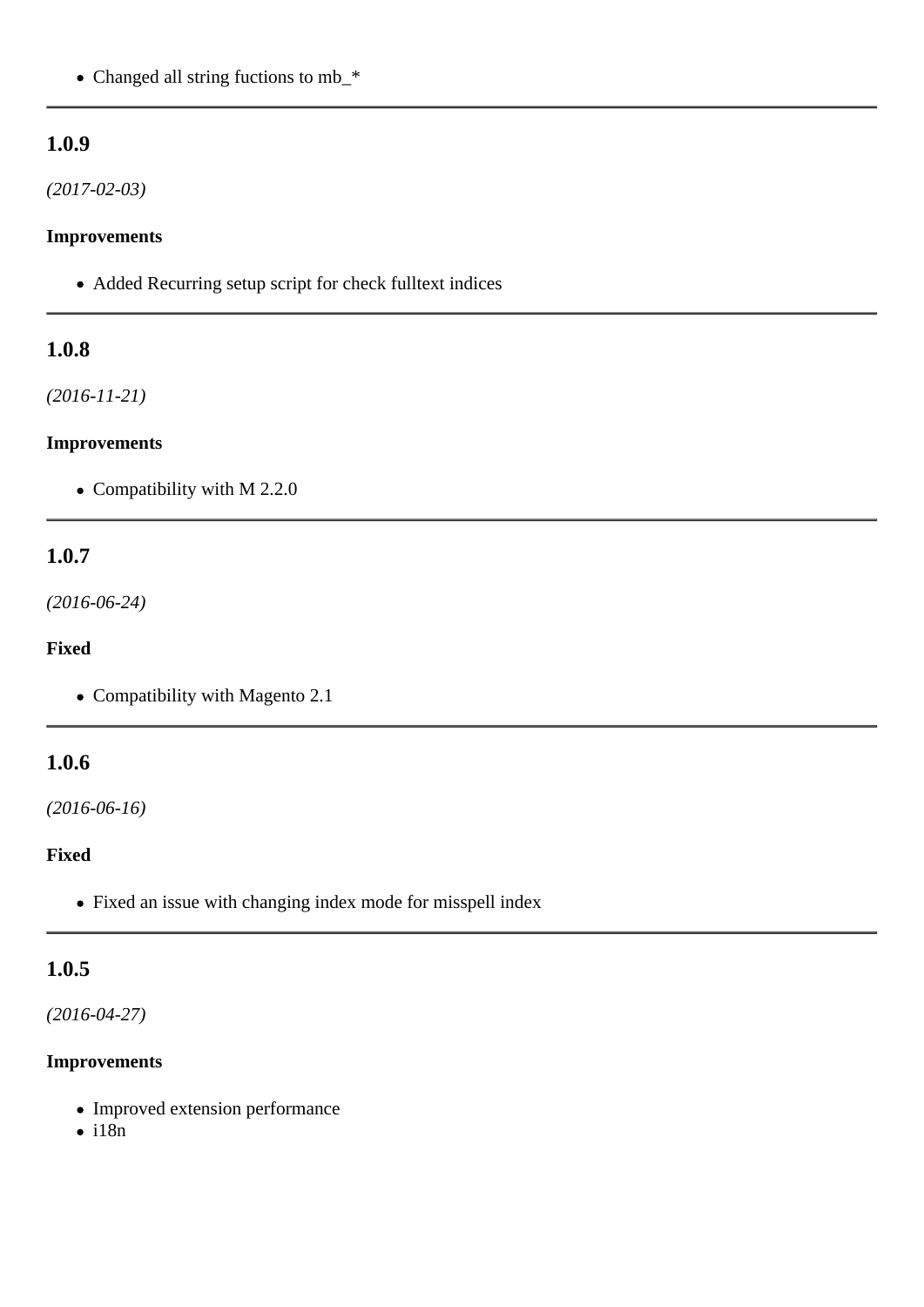- Changed all string fuctions to mb_*

---

### 1.0.9

*(2017-02-03)*

#### Improvements

- Added Recurring setup script for check fulltext indices

---

### 1.0.8

*(2016-11-21)*

#### Improvements

- Compatibility with M 2.2.0

---

### 1.0.7

*(2016-06-24)*

#### Fixed

- Compatibility with Magento 2.1

---

### 1.0.6

*(2016-06-16)*

#### Fixed

- Fixed an issue with changing index mode for misspell index

---

### 1.0.5

*(2016-04-27)*

#### Improvements

- Improved extension performance
- i18n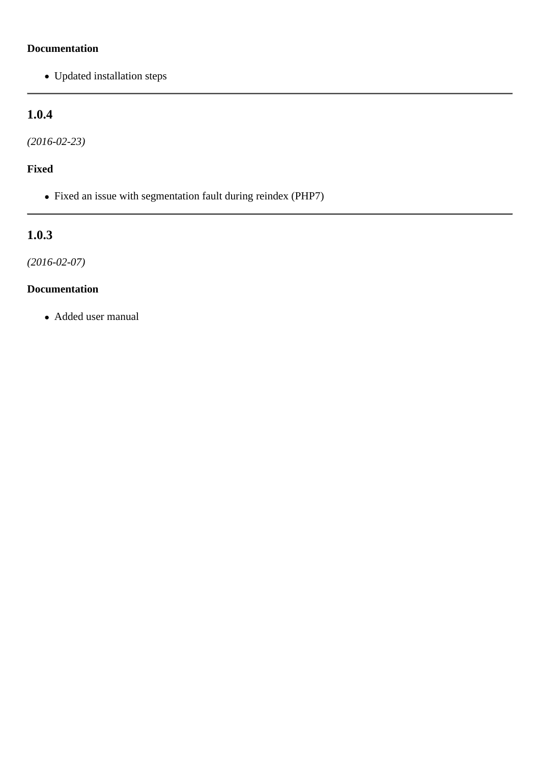**Documentation**

- Updated installation steps

---

### 1.0.4

*(2016-02-23)*

**Fixed**

- Fixed an issue with segmentation fault during reindex (PHP7)

---

### 1.0.3

*(2016-02-07)*

**Documentation**

- Added user manual